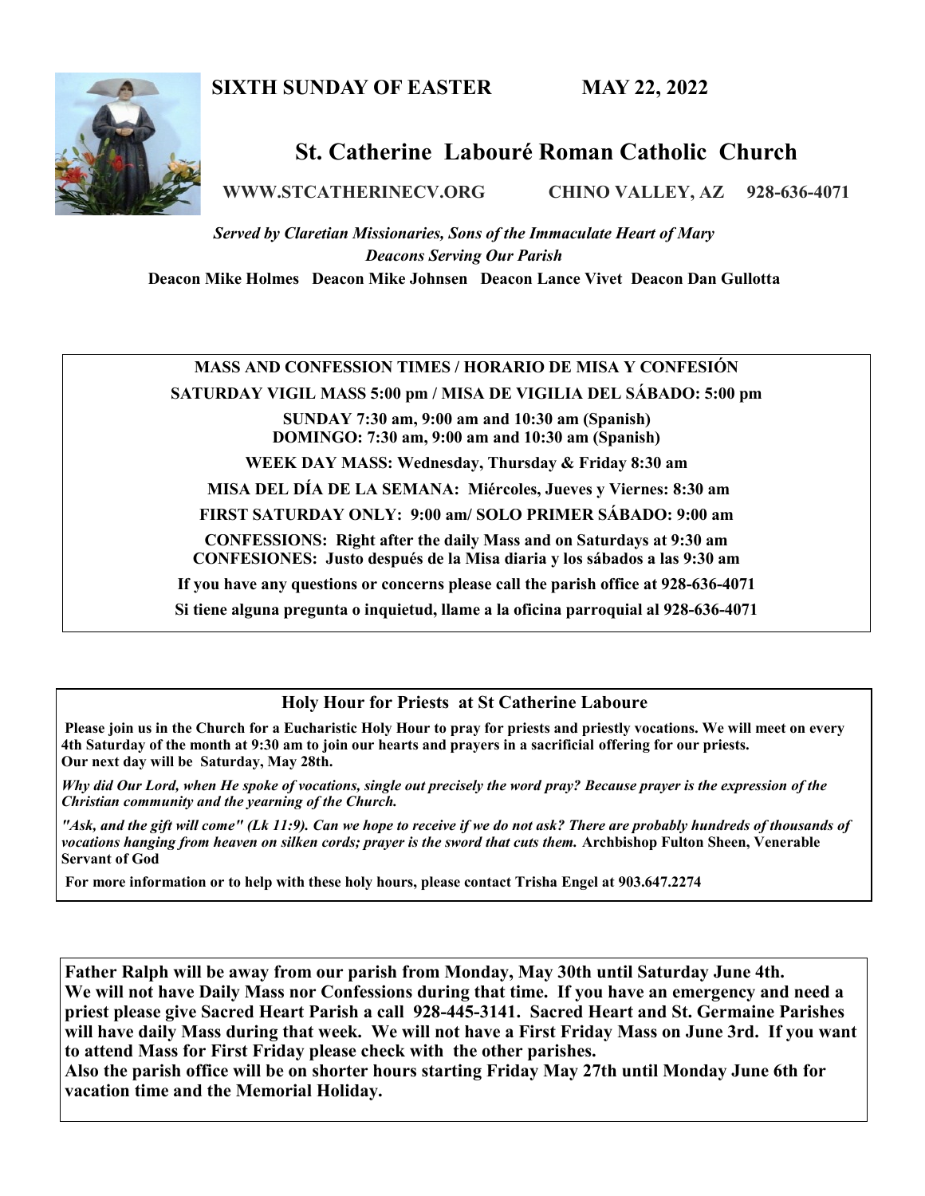**SIXTH SUNDAY OF EASTER MAY 22, 2022**

# St. Catherine Labouré Roman Catholic Church

**WWW.STCATHERINECV.ORG CHINO VALLEY, AZ 928-636-4071**

*Served by Claretian Missionaries, Sons of the Immaculate Heart of Mary*

*Deacons Serving Our Parish*

**Deacon Mike Holmes Deacon Mike Johnsen Deacon Lance Vivet Deacon Dan Gullotta**

---

**MASS AND CONFESSION TIMES / HORARIO DE MISA Y CONFESIÓN**

**SATURDAY VIGIL MASS 5:00 pm / MISA DE VIGILIA DEL SÁBADO: 5:00 pm**

**SUNDAY 7:30 am, 9:00 am and 10:30 am (Spanish)**
**DOMINGO: 7:30 am, 9:00 am and 10:30 am (Spanish)**

**WEEK DAY MASS: Wednesday, Thursday & Friday 8:30 am**

**MISA DEL DÍA DE LA SEMANA: Miércoles, Jueves y Viernes: 8:30 am**

**FIRST SATURDAY ONLY: 9:00 am/ SOLO PRIMER SÁBADO: 9:00 am**

**CONFESSIONS: Right after the daily Mass and on Saturdays at 9:30 am**
**CONFESIONES: Justo después de la Misa diaria y los sábados a las 9:30 am**

**If you have any questions or concerns please call the parish office at 928-636-4071**

**Si tiene alguna pregunta o inquietud, llame a la oficina parroquial al 928-636-4071**

---

## Holy Hour for Priests at St Catherine Laboure

**Please join us in the Church for a Eucharistic Holy Hour to pray for priests and priestly vocations. We will meet on every 4th Saturday of the month at 9:30 am to join our hearts and prayers in a sacrificial offering for our priests. Our next day will be Saturday, May 28th.**

***Why did Our Lord, when He spoke of vocations, single out precisely the word pray? Because prayer is the expression of the Christian community and the yearning of the Church.***

***"Ask, and the gift will come" (Lk 11:9). Can we hope to receive if we do not ask? There are probably hundreds of thousands of vocations hanging from heaven on silken cords; prayer is the sword that cuts them.*** **Archbishop Fulton Sheen, Venerable Servant of God**

**For more information or to help with these holy hours, please contact Trisha Engel at 903.647.2274**

---

**Father Ralph will be away from our parish from Monday, May 30th until Saturday June 4th. We will not have Daily Mass nor Confessions during that time. If you have an emergency and need a priest please give Sacred Heart Parish a call 928-445-3141. Sacred Heart and St. Germaine Parishes will have daily Mass during that week. We will not have a First Friday Mass on June 3rd. If you want to attend Mass for First Friday please check with the other parishes.**
**Also the parish office will be on shorter hours starting Friday May 27th until Monday June 6th for vacation time and the Memorial Holiday.**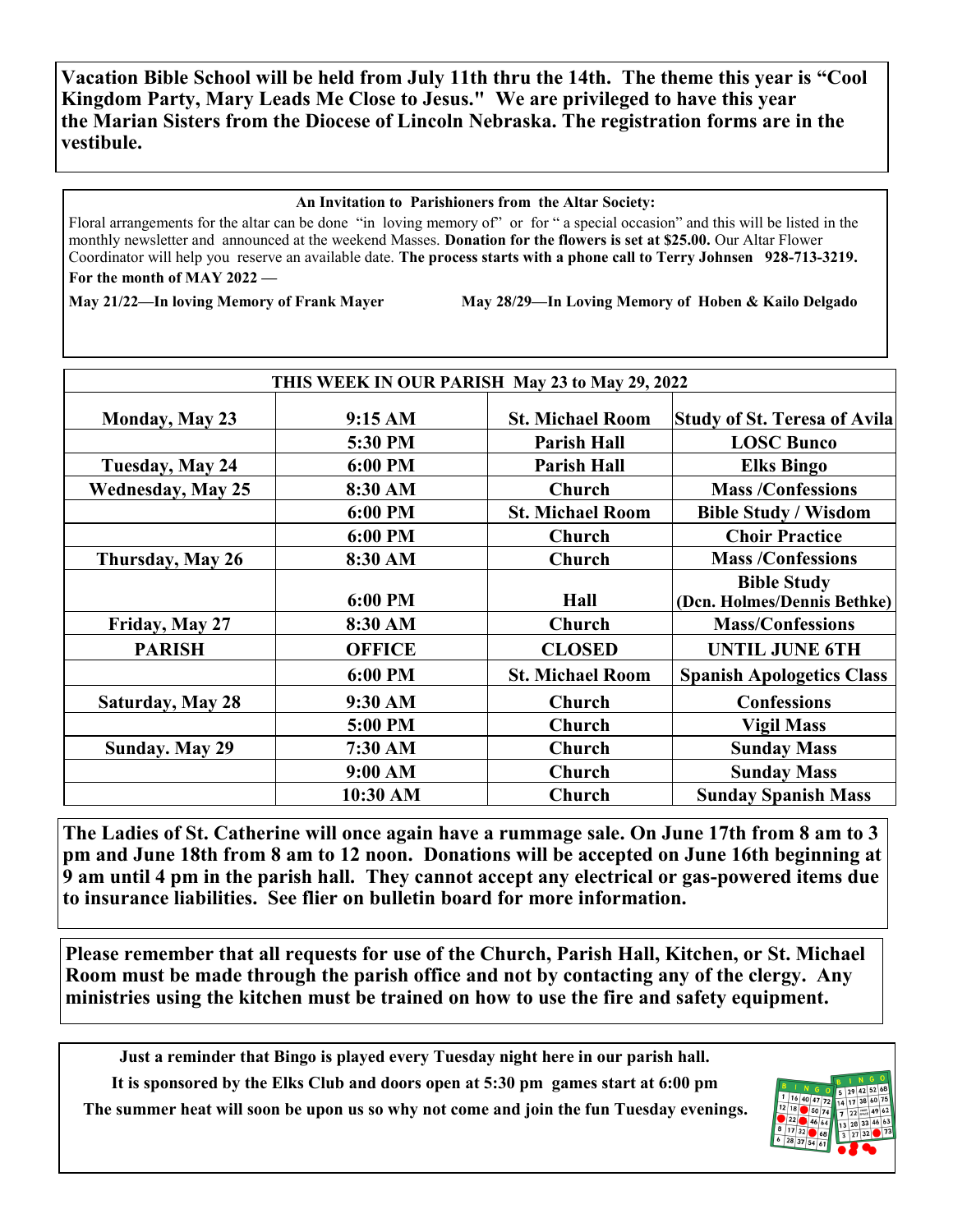**Vacation Bible School will be held from July 11th thru the 14th. The theme this year is "Cool Kingdom Party, Mary Leads Me Close to Jesus." We are privileged to have this year the Marian Sisters from the Diocese of Lincoln Nebraska. The registration forms are in the vestibule.**

**An Invitation to Parishioners from the Altar Society:**

Floral arrangements for the altar can be done "in loving memory of" or for " a special occasion" and this will be listed in the monthly newsletter and announced at the weekend Masses. **Donation for the flowers is set at $25.00.** Our Altar Flower Coordinator will help you reserve an available date. **The process starts with a phone call to Terry Johnsen 928-713-3219.**

**For the month of MAY 2022 —**

**May 21/22—In loving Memory of Frank Mayer**

**May 28/29—In Loving Memory of Hoben & Kailo Delgado**

**THIS WEEK IN OUR PARISH May 23 to May 29, 2022**

| | | | |
|---|---|---|---|
| **Monday, May 23** | **9:15 AM** | **St. Michael Room** | **Study of St. Teresa of Avila** |
| | **5:30 PM** | **Parish Hall** | **LOSC Bunco** |
| **Tuesday, May 24** | **6:00 PM** | **Parish Hall** | **Elks Bingo** |
| **Wednesday, May 25** | **8:30 AM** | **Church** | **Mass /Confessions** |
| | **6:00 PM** | **St. Michael Room** | **Bible Study / Wisdom** |
| | **6:00 PM** | **Church** | **Choir Practice** |
| **Thursday, May 26** | **8:30 AM** | **Church** | **Mass /Confessions** |
| | **6:00 PM** | **Hall** | **Bible Study (Dcn. Holmes/Dennis Bethke)** |
| **Friday, May 27** | **8:30 AM** | **Church** | **Mass/Confessions** |
| **PARISH** | **OFFICE** | **CLOSED** | **UNTIL JUNE 6TH** |
| | **6:00 PM** | **St. Michael Room** | **Spanish Apologetics Class** |
| **Saturday, May 28** | **9:30 AM** | **Church** | **Confessions** |
| | **5:00 PM** | **Church** | **Vigil Mass** |
| **Sunday. May 29** | **7:30 AM** | **Church** | **Sunday Mass** |
| | **9:00 AM** | **Church** | **Sunday Mass** |
| | **10:30 AM** | **Church** | **Sunday Spanish Mass** |

**The Ladies of St. Catherine will once again have a rummage sale. On June 17th from 8 am to 3 pm and June 18th from 8 am to 12 noon. Donations will be accepted on June 16th beginning at 9 am until 4 pm in the parish hall. They cannot accept any electrical or gas-powered items due to insurance liabilities. See flier on bulletin board for more information.**

**Please remember that all requests for use of the Church, Parish Hall, Kitchen, or St. Michael Room must be made through the parish office and not by contacting any of the clergy. Any ministries using the kitchen must be trained on how to use the fire and safety equipment.**

**Just a reminder that Bingo is played every Tuesday night here in our parish hall.**

**It is sponsored by the Elks Club and doors open at 5:30 pm games start at 6:00 pm**

**The summer heat will soon be upon us so why not come and join the fun Tuesday evenings.**